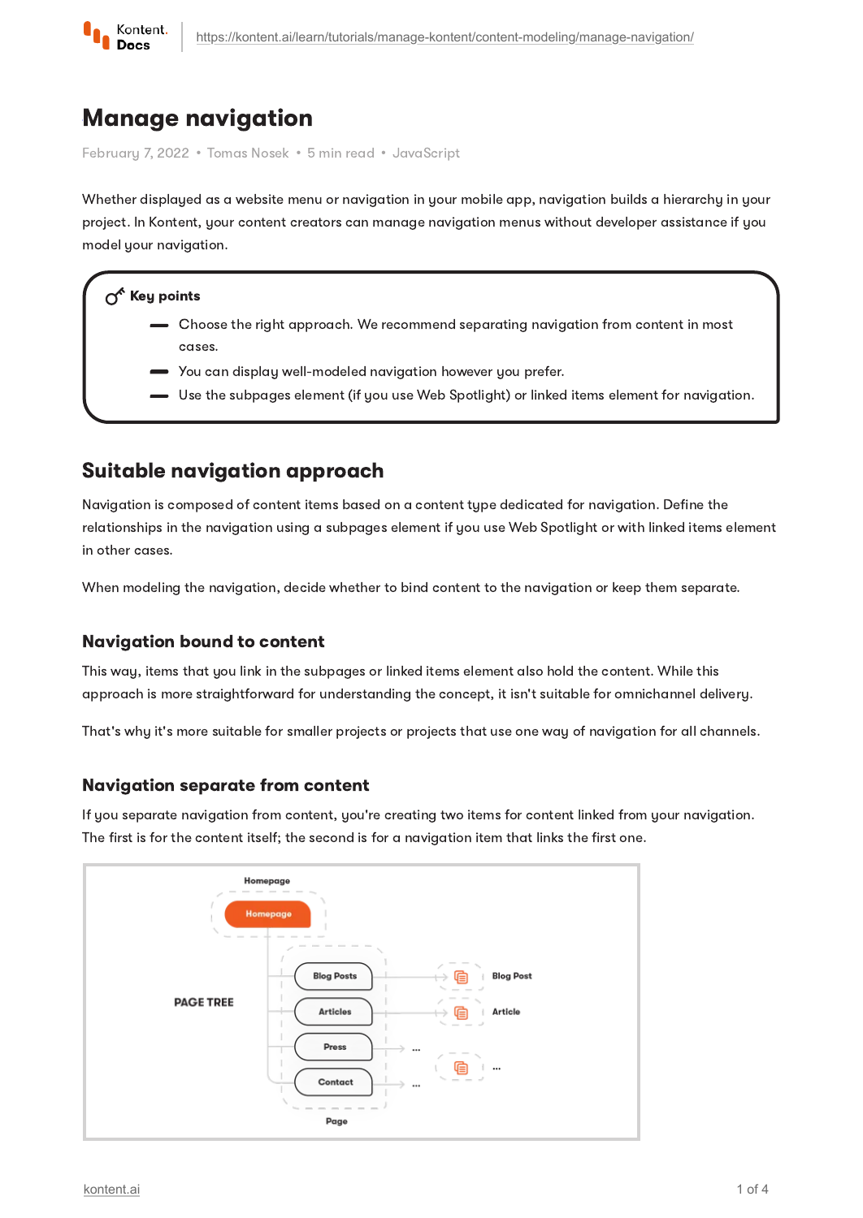# Manage navigation

February 7, 2022 • Tomas Nosek • 5 min read • JavaScript

Whether displayed as a website menu or navigation in your mobile app, navigation builds a hierarchy in your project. In Kontent, your content creators can manage navigation menus without developer assistance if you model your navigation.

**Key points**

- Choose the right approach. We recommend separating navigation from content in most cases.
- You can display well-modeled navigation however you prefer.
- Use the subpages element (if you use Web Spotlight) or linked items element for navigation.

## Suitable navigation approach

Navigation is composed of content items based on a content type dedicated for navigation. Define the relationships in the navigation using a subpages element if you use Web Spotlight or with linked items element in other cases.

When modeling the navigation, decide whether to bind content to the navigation or keep them separate.

### Navigation bound to content

This way, items that you link in the subpages or linked items element also hold the content. While this approach is more straightforward for understanding the concept, it isn't suitable for omnichannel delivery.

That's why it's more suitable for smaller projects or projects that use one way of navigation for all channels.

### Navigation separate from content

If you separate navigation from content, you're creating two items for content linked from your navigation. The first is for the content itself; the second is for a navigation item that links the first one.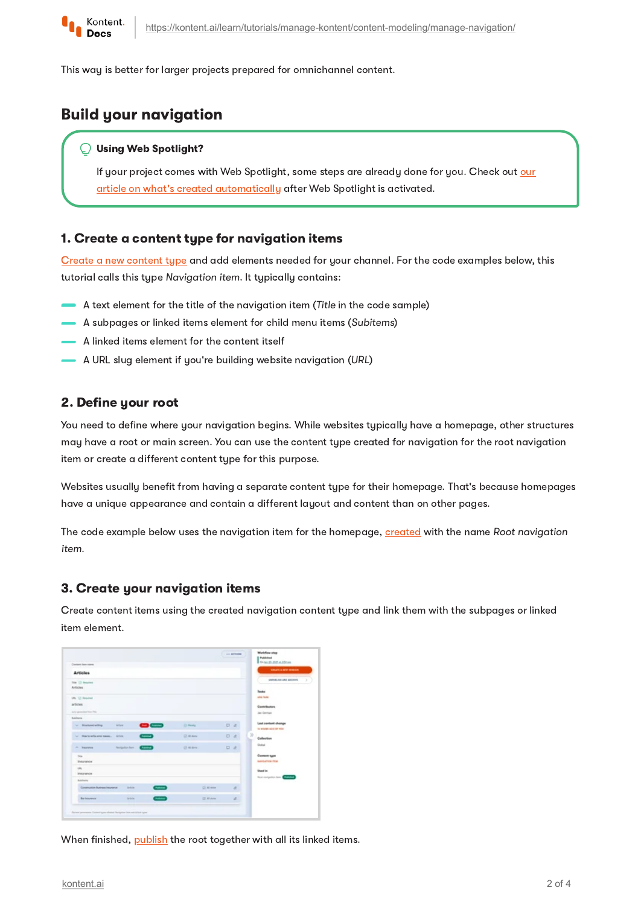This way is better for larger projects prepared for omnichannel content.

## Build your navigation

> **Using Web Spotlight?**
>
> If your project comes with Web Spotlight, some steps are already done for you. Check out our article on what's created automatically after Web Spotlight is activated.

### 1. Create a content type for navigation items

Create a new content type and add elements needed for your channel. For the code examples below, this tutorial calls this type *Navigation item*. It typically contains:

- A text element for the title of the navigation item (*Title* in the code sample)
- A subpages or linked items element for child menu items (*Subitems*)
- A linked items element for the content itself
- A URL slug element if you're building website navigation (*URL*)

### 2. Define your root

You need to define where your navigation begins. While websites typically have a homepage, other structures may have a root or main screen. You can use the content type created for navigation for the root navigation item or create a different content type for this purpose.

Websites usually benefit from having a separate content type for their homepage. That's because homepages have a unique appearance and contain a different layout and content than on other pages.

The code example below uses the navigation item for the homepage, created with the name *Root navigation item*.

### 3. Create your navigation items

Create content items using the created navigation content type and link them with the subpages or linked item element.

When finished, publish the root together with all its linked items.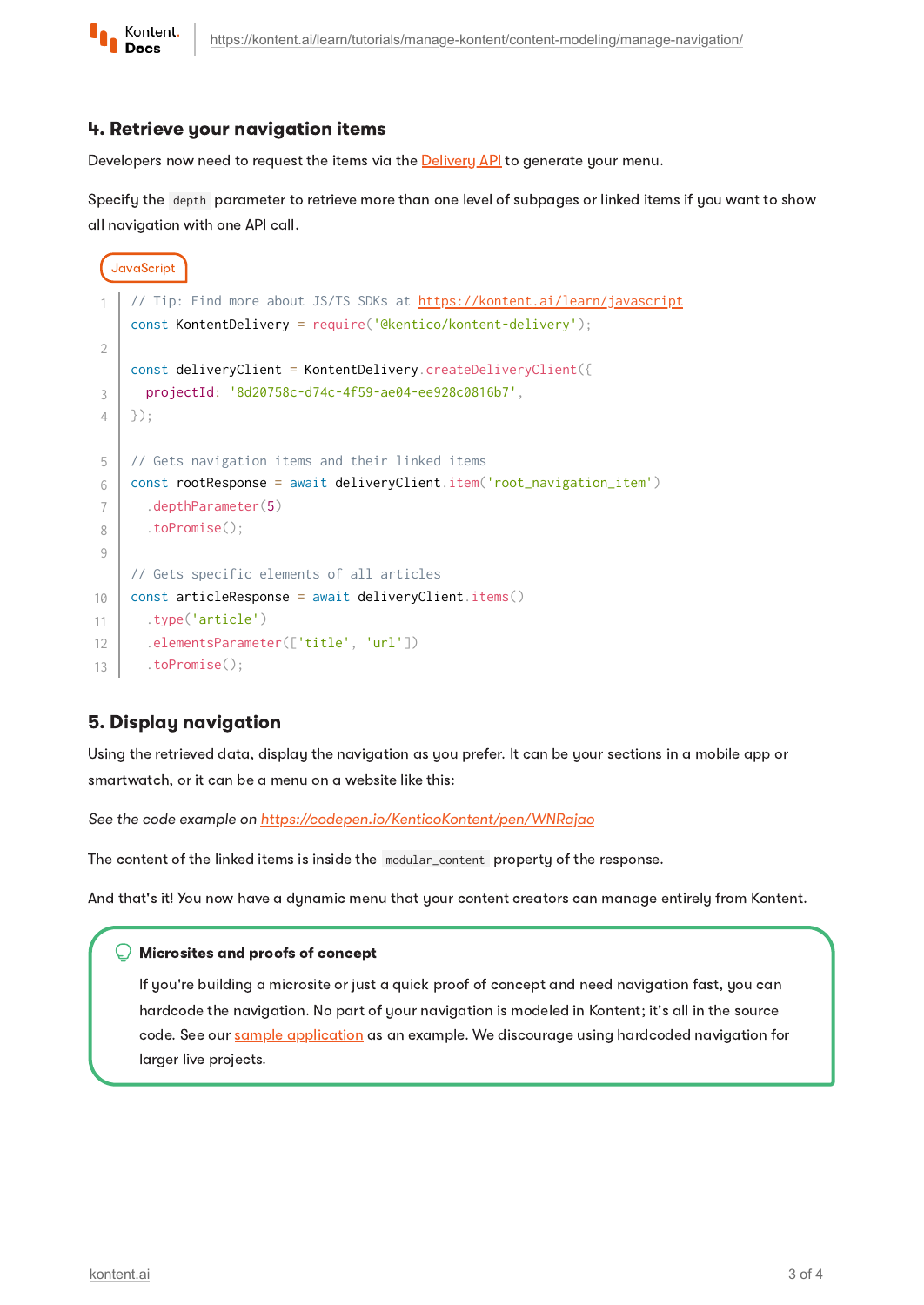## 4. Retrieve your navigation items

Developers now need to request the items via the [Delivery API](#) to generate your menu.

Specify the `depth` parameter to retrieve more than one level of subpages or linked items if you want to show all navigation with one API call.

JavaScript

```javascript
// Tip: Find more about JS/TS SDKs at https://kontent.ai/learn/javascript
const KontentDelivery = require('@kentico/kontent-delivery');

const deliveryClient = KontentDelivery.createDeliveryClient({
  projectId: '8d20758c-d74c-4f59-ae04-ee928c0816b7',
});

// Gets navigation items and their linked items
const rootResponse = await deliveryClient.item('root_navigation_item')
  .depthParameter(5)
  .toPromise();

// Gets specific elements of all articles
const articleResponse = await deliveryClient.items()
  .type('article')
  .elementsParameter(['title', 'url'])
  .toPromise();
```

## 5. Display navigation

Using the retrieved data, display the navigation as you prefer. It can be your sections in a mobile app or smartwatch, or it can be a menu on a website like this:

*See the code example on [https://codepen.io/KenticoKontent/pen/WNRajao](https://codepen.io/KenticoKontent/pen/WNRajao)*

The content of the linked items is inside the `modular_content` property of the response.

And that's it! You now have a dynamic menu that your content creators can manage entirely from Kontent.

> **Microsites and proofs of concept**
>
> If you're building a microsite or just a quick proof of concept and need navigation fast, you can hardcode the navigation. No part of your navigation is modeled in Kontent; it's all in the source code. See our [sample application](#) as an example. We discourage using hardcoded navigation for larger live projects.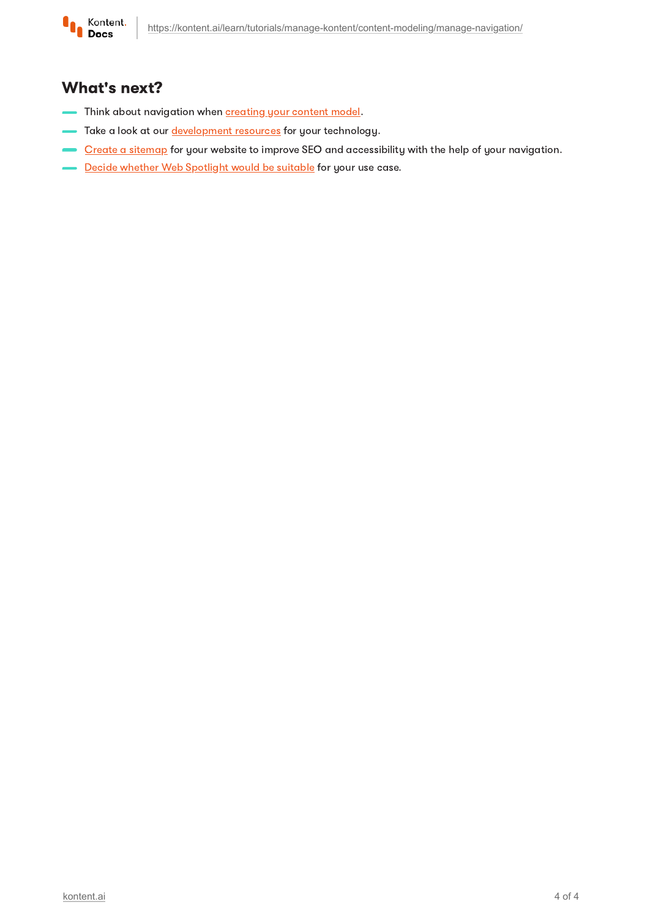## What's next?

- Think about navigation when creating your content model.
- Take a look at our development resources for your technology.
- Create a sitemap for your website to improve SEO and accessibility with the help of your navigation.
- Decide whether Web Spotlight would be suitable for your use case.